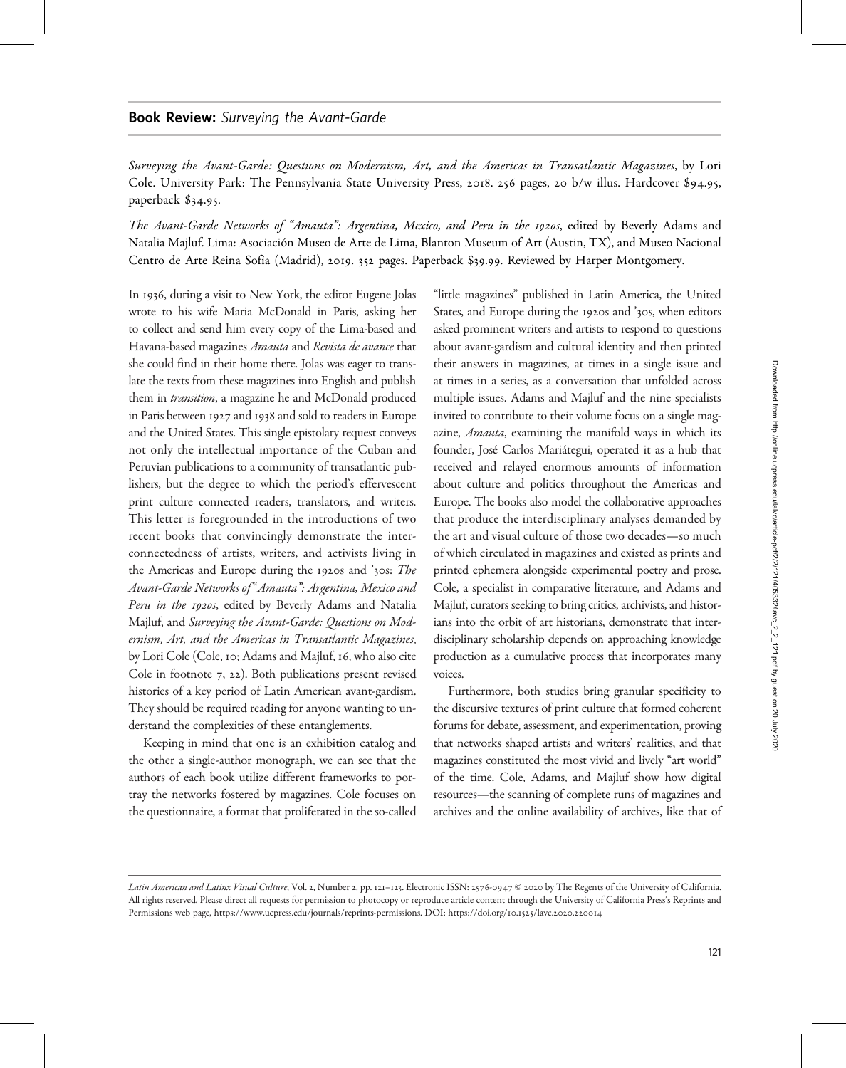## Book Review: *Surveying the Avant-Garde*

*Surveying the Avant-Garde: Questions on Modernism, Art, and the Americas in Transatlantic Magazines*, by Lori Cole. University Park: The Pennsylvania State University Press, 2018. 256 pages, 20 b/w illus. Hardcover $94.95, paperback $34.95.

*The Avant-Garde Networks of "Amauta": Argentina, Mexico, and Peru in the 1920s*, edited by Beverly Adams and Natalia Majluf. Lima: Asociación Museo de Arte de Lima, Blanton Museum of Art (Austin, TX), and Museo Nacional Centro de Arte Reina Sofía (Madrid), 2019. 352 pages. Paperback $39.99. Reviewed by Harper Montgomery.

In 1936, during a visit to New York, the editor Eugene Jolas wrote to his wife Maria McDonald in Paris, asking her to collect and send him every copy of the Lima-based and Havana-based magazines *Amauta* and *Revista de avance* that she could find in their home there. Jolas was eager to translate the texts from these magazines into English and publish them in *transition*, a magazine he and McDonald produced in Paris between 1927 and 1938 and sold to readers in Europe and the United States. This single epistolary request conveys not only the intellectual importance of the Cuban and Peruvian publications to a community of transatlantic publishers, but the degree to which the period's effervescent print culture connected readers, translators, and writers. This letter is foregrounded in the introductions of two recent books that convincingly demonstrate the interconnectedness of artists, writers, and activists living in the Americas and Europe during the 1920s and '30s: *The Avant-Garde Networks of "Amauta": Argentina, Mexico and Peru in the 1920s*, edited by Beverly Adams and Natalia Majluf, and *Surveying the Avant-Garde: Questions on Modernism, Art, and the Americas in Transatlantic Magazines*, by Lori Cole (Cole, 10; Adams and Majluf, 16, who also cite Cole in footnote 7, 22). Both publications present revised histories of a key period of Latin American avant-gardism. They should be required reading for anyone wanting to understand the complexities of these entanglements.

Keeping in mind that one is an exhibition catalog and the other a single-author monograph, we can see that the authors of each book utilize different frameworks to portray the networks fostered by magazines. Cole focuses on the questionnaire, a format that proliferated in the so-called "little magazines" published in Latin America, the United States, and Europe during the 1920s and '30s, when editors asked prominent writers and artists to respond to questions about avant-gardism and cultural identity and then printed their answers in magazines, at times in a single issue and at times in a series, as a conversation that unfolded across multiple issues. Adams and Majluf and the nine specialists invited to contribute to their volume focus on a single magazine, *Amauta*, examining the manifold ways in which its founder, José Carlos Mariátegui, operated it as a hub that received and relayed enormous amounts of information about culture and politics throughout the Americas and Europe. The books also model the collaborative approaches that produce the interdisciplinary analyses demanded by the art and visual culture of those two decades—so much of which circulated in magazines and existed as prints and printed ephemera alongside experimental poetry and prose. Cole, a specialist in comparative literature, and Adams and Majluf, curators seeking to bring critics, archivists, and historians into the orbit of art historians, demonstrate that interdisciplinary scholarship depends on approaching knowledge production as a cumulative process that incorporates many voices.

Furthermore, both studies bring granular specificity to the discursive textures of print culture that formed coherent forums for debate, assessment, and experimentation, proving that networks shaped artists and writers' realities, and that magazines constituted the most vivid and lively "art world" of the time. Cole, Adams, and Majluf show how digital resources—the scanning of complete runs of magazines and archives and the online availability of archives, like that of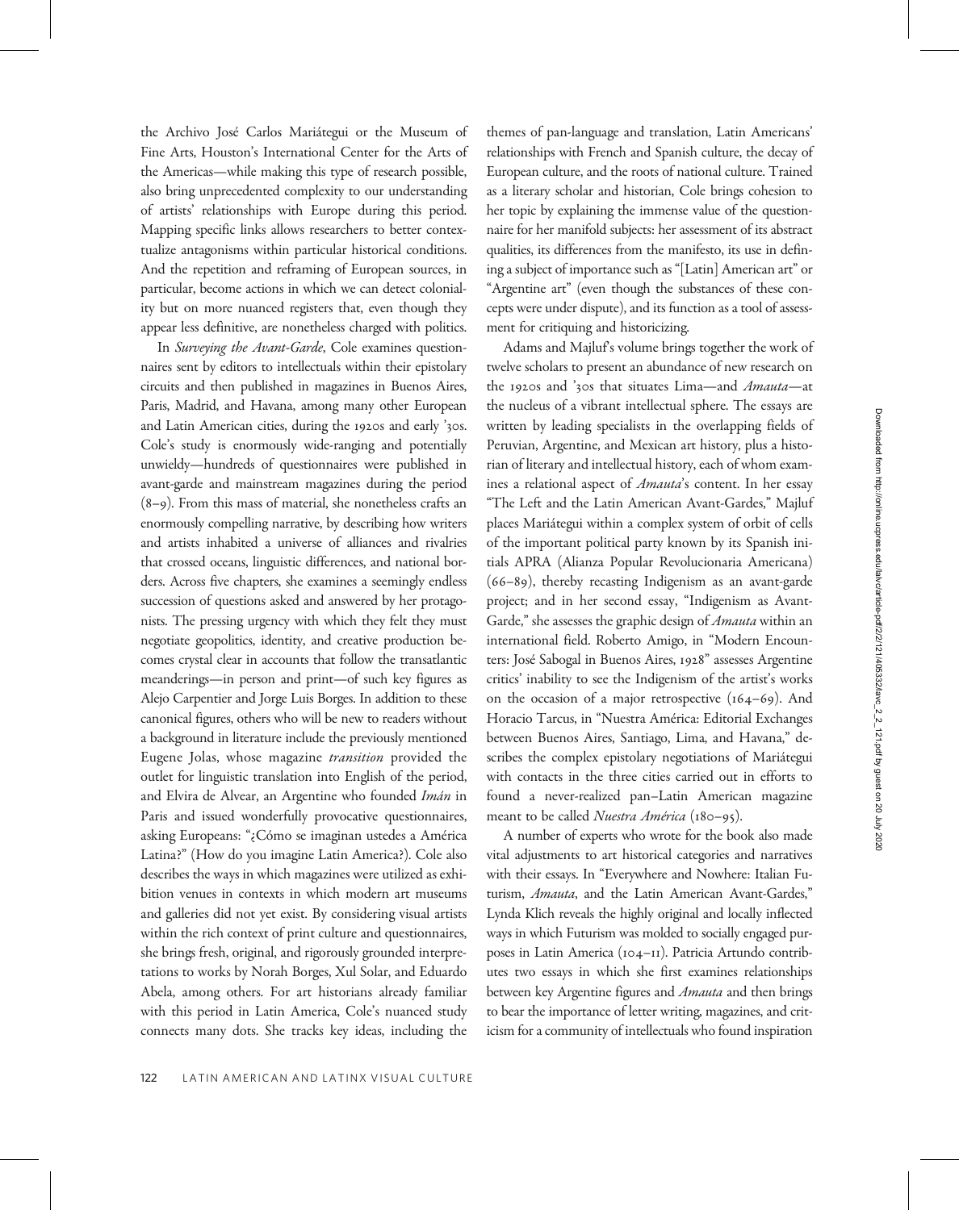the Archivo José Carlos Mariátegui or the Museum of Fine Arts, Houston's International Center for the Arts of the Americas—while making this type of research possible, also bring unprecedented complexity to our understanding of artists' relationships with Europe during this period. Mapping specific links allows researchers to better contextualize antagonisms within particular historical conditions. And the repetition and reframing of European sources, in particular, become actions in which we can detect coloniality but on more nuanced registers that, even though they appear less definitive, are nonetheless charged with politics.

In *Surveying the Avant-Garde*, Cole examines questionnaires sent by editors to intellectuals within their epistolary circuits and then published in magazines in Buenos Aires, Paris, Madrid, and Havana, among many other European and Latin American cities, during the 1920s and early '30s. Cole's study is enormously wide-ranging and potentially unwieldy—hundreds of questionnaires were published in avant-garde and mainstream magazines during the period (8–9). From this mass of material, she nonetheless crafts an enormously compelling narrative, by describing how writers and artists inhabited a universe of alliances and rivalries that crossed oceans, linguistic differences, and national borders. Across five chapters, she examines a seemingly endless succession of questions asked and answered by her protagonists. The pressing urgency with which they felt they must negotiate geopolitics, identity, and creative production becomes crystal clear in accounts that follow the transatlantic meanderings—in person and print—of such key figures as Alejo Carpentier and Jorge Luis Borges. In addition to these canonical figures, others who will be new to readers without a background in literature include the previously mentioned Eugene Jolas, whose magazine *transition* provided the outlet for linguistic translation into English of the period, and Elvira de Alvear, an Argentine who founded *Imán* in Paris and issued wonderfully provocative questionnaires, asking Europeans: "¿Cómo se imaginan ustedes a América Latina?" (How do you imagine Latin America?). Cole also describes the ways in which magazines were utilized as exhibition venues in contexts in which modern art museums and galleries did not yet exist. By considering visual artists within the rich context of print culture and questionnaires, she brings fresh, original, and rigorously grounded interpretations to works by Norah Borges, Xul Solar, and Eduardo Abela, among others. For art historians already familiar with this period in Latin America, Cole's nuanced study connects many dots. She tracks key ideas, including the themes of pan-language and translation, Latin Americans' relationships with French and Spanish culture, the decay of European culture, and the roots of national culture. Trained as a literary scholar and historian, Cole brings cohesion to her topic by explaining the immense value of the questionnaire for her manifold subjects: her assessment of its abstract qualities, its differences from the manifesto, its use in defining a subject of importance such as "[Latin] American art" or "Argentine art" (even though the substances of these concepts were under dispute), and its function as a tool of assessment for critiquing and historicizing.

Adams and Majluf's volume brings together the work of twelve scholars to present an abundance of new research on the 1920s and '30s that situates Lima—and *Amauta*—at the nucleus of a vibrant intellectual sphere. The essays are written by leading specialists in the overlapping fields of Peruvian, Argentine, and Mexican art history, plus a historian of literary and intellectual history, each of whom examines a relational aspect of *Amauta*'s content. In her essay "The Left and the Latin American Avant-Gardes," Majluf places Mariátegui within a complex system of orbit of cells of the important political party known by its Spanish initials APRA (Alianza Popular Revolucionaria Americana) (66–89), thereby recasting Indigenism as an avant-garde project; and in her second essay, "Indigenism as Avant-Garde," she assesses the graphic design of *Amauta* within an international field. Roberto Amigo, in "Modern Encounters: José Sabogal in Buenos Aires, 1928" assesses Argentine critics' inability to see the Indigenism of the artist's works on the occasion of a major retrospective (164–69). And Horacio Tarcus, in "Nuestra América: Editorial Exchanges between Buenos Aires, Santiago, Lima, and Havana," describes the complex epistolary negotiations of Mariátegui with contacts in the three cities carried out in efforts to found a never-realized pan–Latin American magazine meant to be called *Nuestra América* (180–95).

A number of experts who wrote for the book also made vital adjustments to art historical categories and narratives with their essays. In "Everywhere and Nowhere: Italian Futurism, *Amauta*, and the Latin American Avant-Gardes," Lynda Klich reveals the highly original and locally inflected ways in which Futurism was molded to socially engaged purposes in Latin America (104–11). Patricia Artundo contributes two essays in which she first examines relationships between key Argentine figures and *Amauta* and then brings to bear the importance of letter writing, magazines, and criticism for a community of intellectuals who found inspiration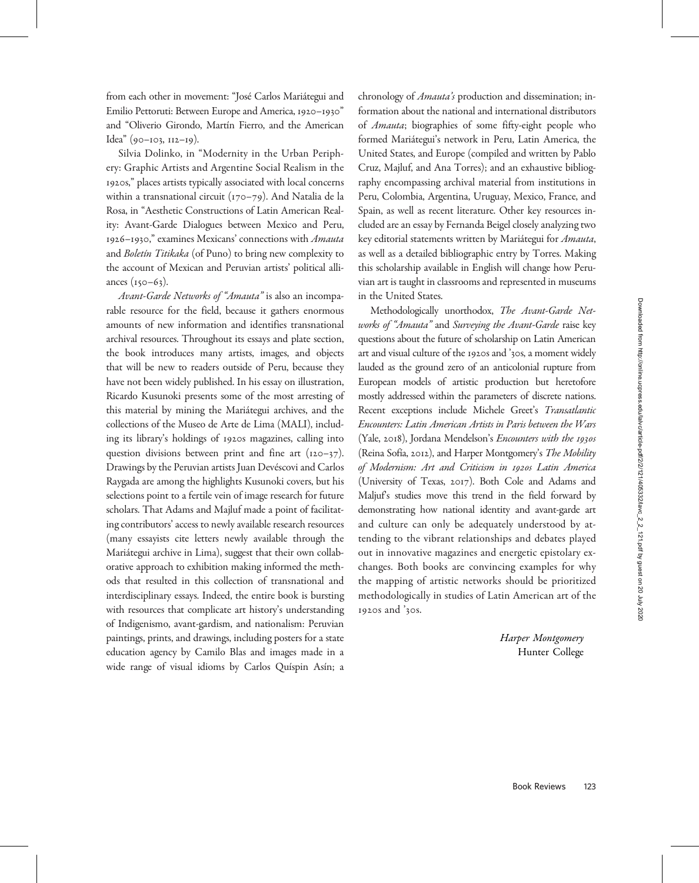from each other in movement: "José Carlos Mariátegui and Emilio Pettoruti: Between Europe and America, 1920–1930" and "Oliverio Girondo, Martín Fierro, and the American Idea" (90–103, 112–19).

Silvia Dolinko, in "Modernity in the Urban Periphery: Graphic Artists and Argentine Social Realism in the 1920s," places artists typically associated with local concerns within a transnational circuit (170–79). And Natalia de la Rosa, in "Aesthetic Constructions of Latin American Reality: Avant-Garde Dialogues between Mexico and Peru, 1926–1930," examines Mexicans' connections with *Amauta* and *Boletín Titikaka* (of Puno) to bring new complexity to the account of Mexican and Peruvian artists' political alliances (150–63).

*Avant-Garde Networks of "Amauta"* is also an incomparable resource for the field, because it gathers enormous amounts of new information and identifies transnational archival resources. Throughout its essays and plate section, the book introduces many artists, images, and objects that will be new to readers outside of Peru, because they have not been widely published. In his essay on illustration, Ricardo Kusunoki presents some of the most arresting of this material by mining the Mariátegui archives, and the collections of the Museo de Arte de Lima (MALI), including its library's holdings of 1920s magazines, calling into question divisions between print and fine art (120–37). Drawings by the Peruvian artists Juan Devéscovi and Carlos Raygada are among the highlights Kusunoki covers, but his selections point to a fertile vein of image research for future scholars. That Adams and Majluf made a point of facilitating contributors' access to newly available research resources (many essayists cite letters newly available through the Mariátegui archive in Lima), suggest that their own collaborative approach to exhibition making informed the methods that resulted in this collection of transnational and interdisciplinary essays. Indeed, the entire book is bursting with resources that complicate art history's understanding of Indigenismo, avant-gardism, and nationalism: Peruvian paintings, prints, and drawings, including posters for a state education agency by Camilo Blas and images made in a wide range of visual idioms by Carlos Quíspin Asín; a chronology of *Amauta's* production and dissemination; information about the national and international distributors of *Amauta*; biographies of some fifty-eight people who formed Mariátegui's network in Peru, Latin America, the United States, and Europe (compiled and written by Pablo Cruz, Majluf, and Ana Torres); and an exhaustive bibliography encompassing archival material from institutions in Peru, Colombia, Argentina, Uruguay, Mexico, France, and Spain, as well as recent literature. Other key resources included are an essay by Fernanda Beigel closely analyzing two key editorial statements written by Mariátegui for *Amauta*, as well as a detailed bibliographic entry by Torres. Making this scholarship available in English will change how Peruvian art is taught in classrooms and represented in museums in the United States.

Methodologically unorthodox, *The Avant-Garde Networks of "Amauta"* and *Surveying the Avant-Garde* raise key questions about the future of scholarship on Latin American art and visual culture of the 1920s and '30s, a moment widely lauded as the ground zero of an anticolonial rupture from European models of artistic production but heretofore mostly addressed within the parameters of discrete nations. Recent exceptions include Michele Greet's *Transatlantic Encounters: Latin American Artists in Paris between the Wars* (Yale, 2018), Jordana Mendelson's *Encounters with the 1930s* (Reina Sofía, 2012), and Harper Montgomery's *The Mobility of Modernism: Art and Criticism in 1920s Latin America* (University of Texas, 2017). Both Cole and Adams and Maljuf's studies move this trend in the field forward by demonstrating how national identity and avant-garde art and culture can only be adequately understood by attending to the vibrant relationships and debates played out in innovative magazines and energetic epistolary exchanges. Both books are convincing examples for why the mapping of artistic networks should be prioritized methodologically in studies of Latin American art of the 1920s and '30s.

*Harper Montgomery*
Hunter College